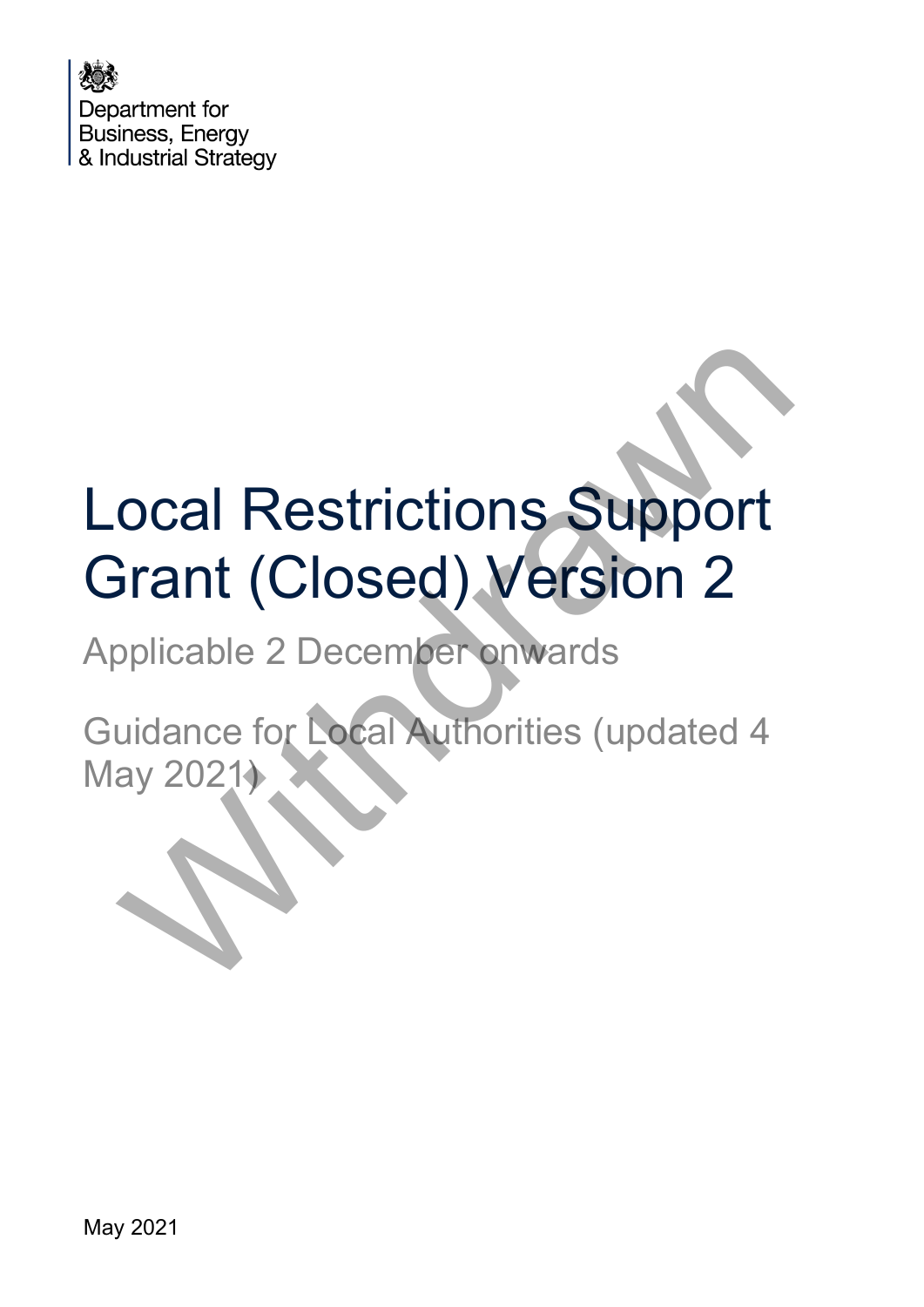Department for Business, Energy & Industrial Strategy

# Local Restrictions Support Grant (Closed) Version 2

Applicable 2 December onwards

Guidance for Local Authorities (updated 4 May 2021)

Withdrawn

May 2021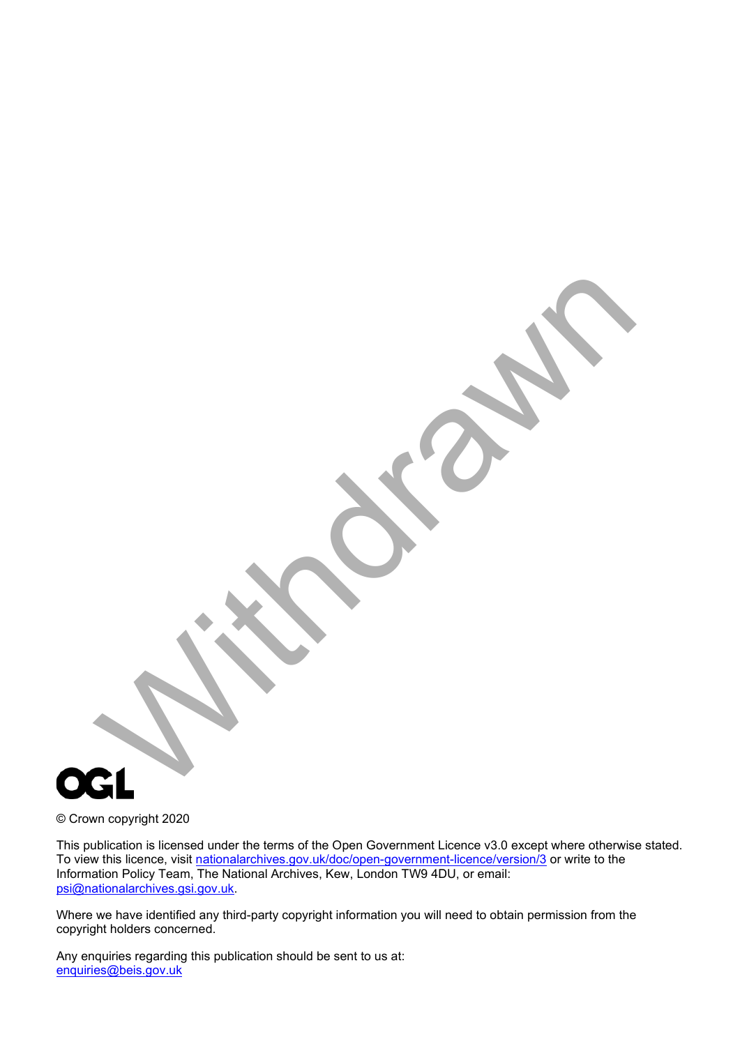Withdrawn

OGL

© Crown copyright 2020

This publication is licensed under the terms of the Open Government Licence v3.0 except where otherwise stated. To view this licence, visit nationalarchives.gov.uk/doc/open-government-licence/version/3 or write to the Information Policy Team, The National Archives, Kew, London TW9 4DU, or email: psi@nationalarchives.gsi.gov.uk.

Where we have identified any third-party copyright information you will need to obtain permission from the copyright holders concerned.

Any enquiries regarding this publication should be sent to us at: enquiries@beis.gov.uk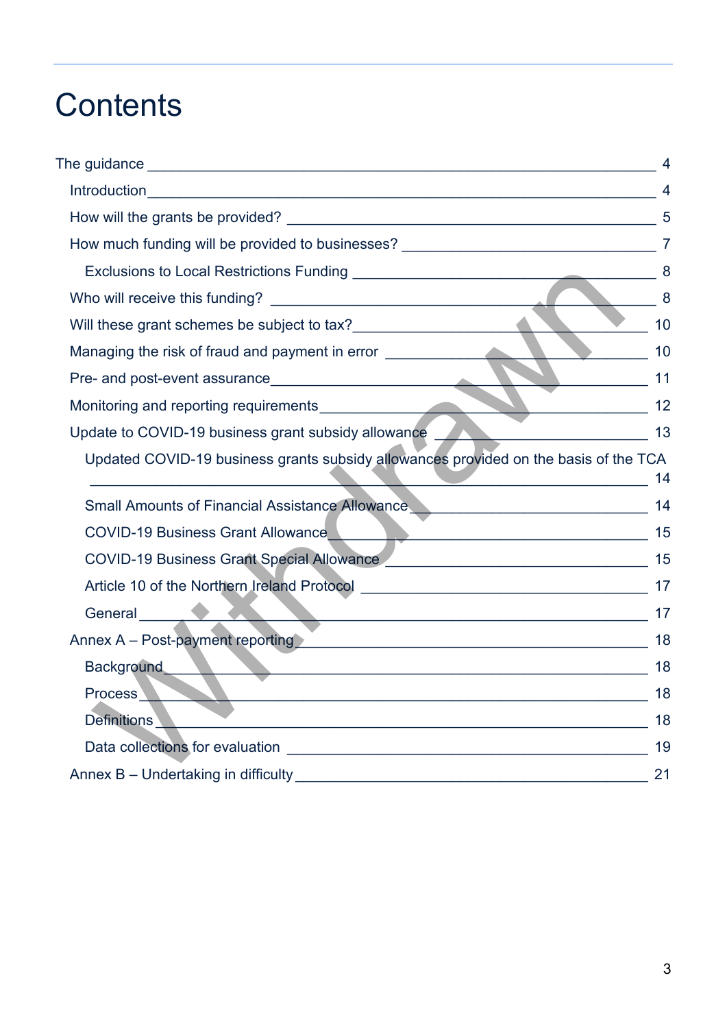# Contents

- The guidance 4
  - Introduction 4
  - How will the grants be provided? 5
  - How much funding will be provided to businesses? 7
    - Exclusions to Local Restrictions Funding 8
  - Who will receive this funding? 8
  - Will these grant schemes be subject to tax? 10
  - Managing the risk of fraud and payment in error 10
  - Pre- and post-event assurance 11
  - Monitoring and reporting requirements 12
  - Update to COVID-19 business grant subsidy allowance 13
    - Updated COVID-19 business grants subsidy allowances provided on the basis of the TCA 14
    - Small Amounts of Financial Assistance Allowance 14
    - COVID-19 Business Grant Allowance 15
    - COVID-19 Business Grant Special Allowance 15
    - Article 10 of the Northern Ireland Protocol 17
    - General 17
  - Annex A – Post-payment reporting 18
    - Background 18
    - Process 18
    - Definitions 18
    - Data collections for evaluation 19
  - Annex B – Undertaking in difficulty 21

Withdrawn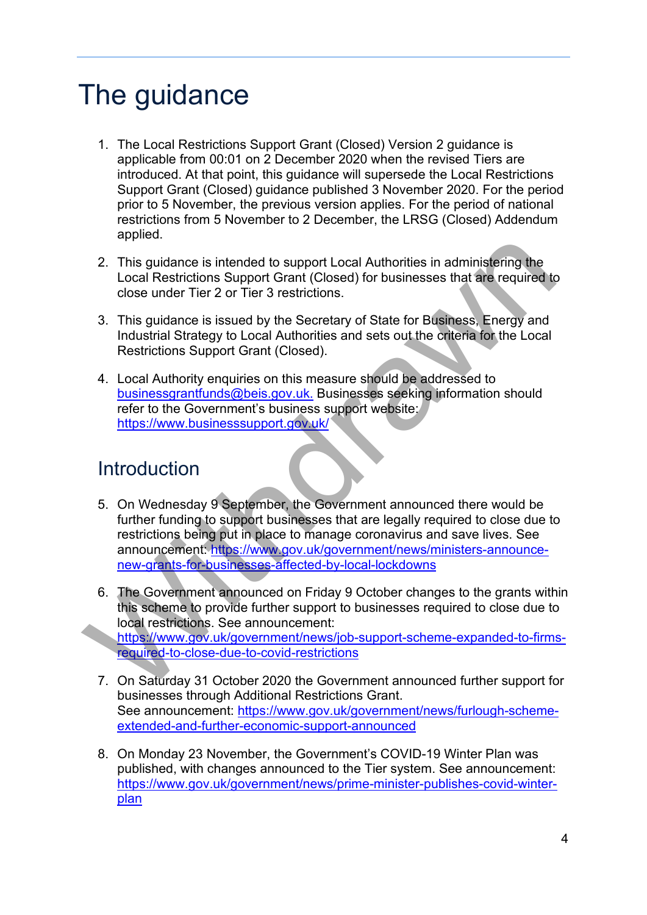# The guidance

1. The Local Restrictions Support Grant (Closed) Version 2 guidance is applicable from 00:01 on 2 December 2020 when the revised Tiers are introduced. At that point, this guidance will supersede the Local Restrictions Support Grant (Closed) guidance published 3 November 2020. For the period prior to 5 November, the previous version applies. For the period of national restrictions from 5 November to 2 December, the LRSG (Closed) Addendum applied.

2. This guidance is intended to support Local Authorities in administering the Local Restrictions Support Grant (Closed) for businesses that are required to close under Tier 2 or Tier 3 restrictions.

3. This guidance is issued by the Secretary of State for Business, Energy and Industrial Strategy to Local Authorities and sets out the criteria for the Local Restrictions Support Grant (Closed).

4. Local Authority enquiries on this measure should be addressed to businessgrantfunds@beis.gov.uk. Businesses seeking information should refer to the Government's business support website: https://www.businesssupport.gov.uk/

## Introduction

5. On Wednesday 9 September, the Government announced there would be further funding to support businesses that are legally required to close due to restrictions being put in place to manage coronavirus and save lives. See announcement: https://www.gov.uk/government/news/ministers-announce-new-grants-for-businesses-affected-by-local-lockdowns

6. The Government announced on Friday 9 October changes to the grants within this scheme to provide further support to businesses required to close due to local restrictions. See announcement: https://www.gov.uk/government/news/job-support-scheme-expanded-to-firms-required-to-close-due-to-covid-restrictions

7. On Saturday 31 October 2020 the Government announced further support for businesses through Additional Restrictions Grant. See announcement: https://www.gov.uk/government/news/furlough-scheme-extended-and-further-economic-support-announced

8. On Monday 23 November, the Government's COVID-19 Winter Plan was published, with changes announced to the Tier system. See announcement: https://www.gov.uk/government/news/prime-minister-publishes-covid-winter-plan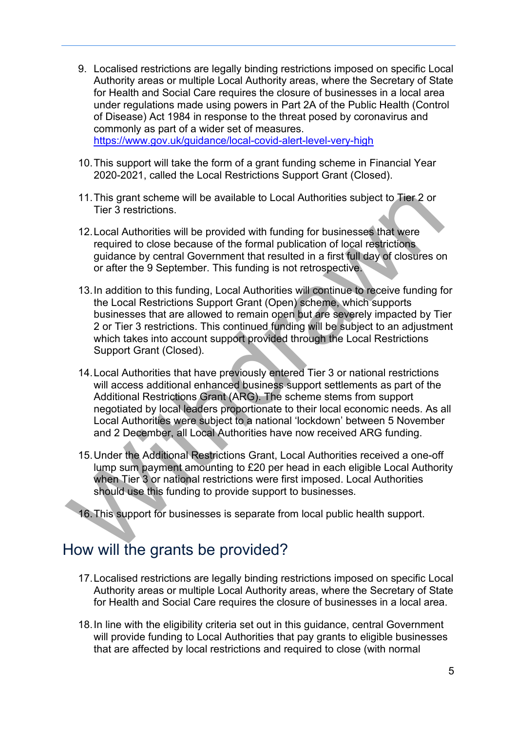9. Localised restrictions are legally binding restrictions imposed on specific Local Authority areas or multiple Local Authority areas, where the Secretary of State for Health and Social Care requires the closure of businesses in a local area under regulations made using powers in Part 2A of the Public Health (Control of Disease) Act 1984 in response to the threat posed by coronavirus and commonly as part of a wider set of measures. https://www.gov.uk/guidance/local-covid-alert-level-very-high

10. This support will take the form of a grant funding scheme in Financial Year 2020-2021, called the Local Restrictions Support Grant (Closed).

11. This grant scheme will be available to Local Authorities subject to Tier 2 or Tier 3 restrictions.

12. Local Authorities will be provided with funding for businesses that were required to close because of the formal publication of local restrictions guidance by central Government that resulted in a first full day of closures on or after the 9 September. This funding is not retrospective.

13. In addition to this funding, Local Authorities will continue to receive funding for the Local Restrictions Support Grant (Open) scheme, which supports businesses that are allowed to remain open but are severely impacted by Tier 2 or Tier 3 restrictions. This continued funding will be subject to an adjustment which takes into account support provided through the Local Restrictions Support Grant (Closed).

14. Local Authorities that have previously entered Tier 3 or national restrictions will access additional enhanced business support settlements as part of the Additional Restrictions Grant (ARG). The scheme stems from support negotiated by local leaders proportionate to their local economic needs. As all Local Authorities were subject to a national 'lockdown' between 5 November and 2 December, all Local Authorities have now received ARG funding.

15. Under the Additional Restrictions Grant, Local Authorities received a one-off lump sum payment amounting to £20 per head in each eligible Local Authority when Tier 3 or national restrictions were first imposed. Local Authorities should use this funding to provide support to businesses.

16. This support for businesses is separate from local public health support.

## How will the grants be provided?

17. Localised restrictions are legally binding restrictions imposed on specific Local Authority areas or multiple Local Authority areas, where the Secretary of State for Health and Social Care requires the closure of businesses in a local area.

18. In line with the eligibility criteria set out in this guidance, central Government will provide funding to Local Authorities that pay grants to eligible businesses that are affected by local restrictions and required to close (with normal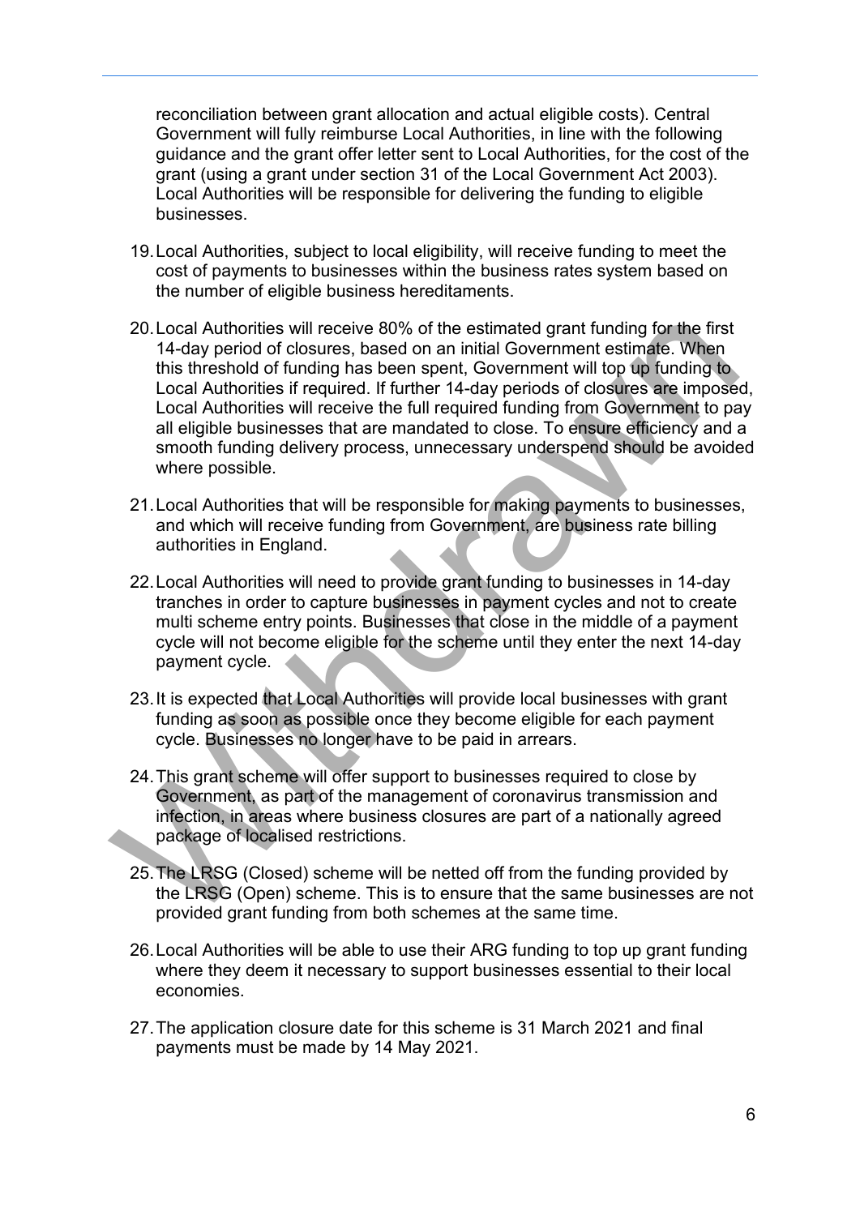reconciliation between grant allocation and actual eligible costs). Central Government will fully reimburse Local Authorities, in line with the following guidance and the grant offer letter sent to Local Authorities, for the cost of the grant (using a grant under section 31 of the Local Government Act 2003). Local Authorities will be responsible for delivering the funding to eligible businesses.

19. Local Authorities, subject to local eligibility, will receive funding to meet the cost of payments to businesses within the business rates system based on the number of eligible business hereditaments.

20. Local Authorities will receive 80% of the estimated grant funding for the first 14-day period of closures, based on an initial Government estimate. When this threshold of funding has been spent, Government will top up funding to Local Authorities if required. If further 14-day periods of closures are imposed, Local Authorities will receive the full required funding from Government to pay all eligible businesses that are mandated to close. To ensure efficiency and a smooth funding delivery process, unnecessary underspend should be avoided where possible.

21. Local Authorities that will be responsible for making payments to businesses, and which will receive funding from Government, are business rate billing authorities in England.

22. Local Authorities will need to provide grant funding to businesses in 14-day tranches in order to capture businesses in payment cycles and not to create multi scheme entry points. Businesses that close in the middle of a payment cycle will not become eligible for the scheme until they enter the next 14-day payment cycle.

23. It is expected that Local Authorities will provide local businesses with grant funding as soon as possible once they become eligible for each payment cycle. Businesses no longer have to be paid in arrears.

24. This grant scheme will offer support to businesses required to close by Government, as part of the management of coronavirus transmission and infection, in areas where business closures are part of a nationally agreed package of localised restrictions.

25. The LRSG (Closed) scheme will be netted off from the funding provided by the LRSG (Open) scheme. This is to ensure that the same businesses are not provided grant funding from both schemes at the same time.

26. Local Authorities will be able to use their ARG funding to top up grant funding where they deem it necessary to support businesses essential to their local economies.

27. The application closure date for this scheme is 31 March 2021 and final payments must be made by 14 May 2021.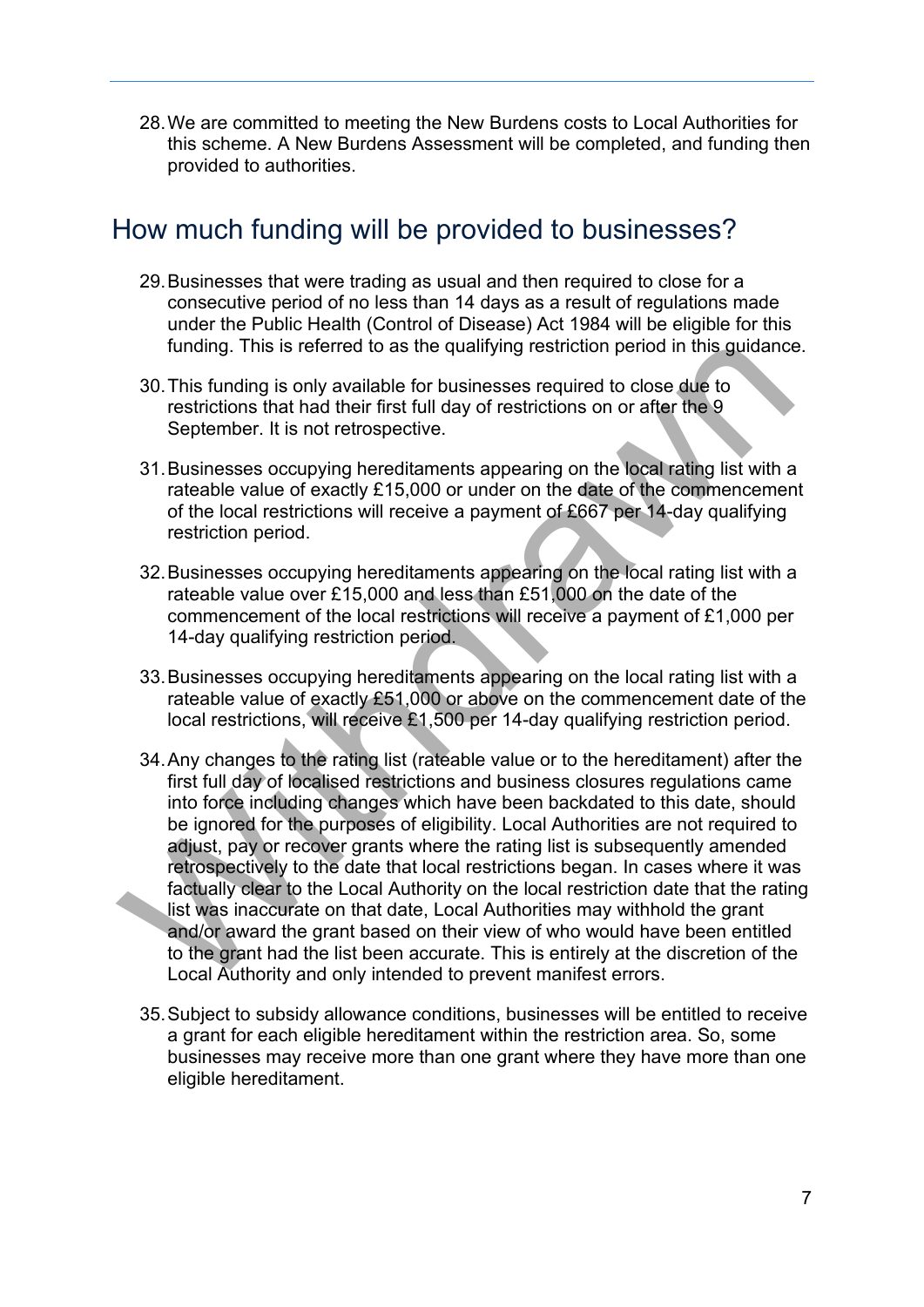28. We are committed to meeting the New Burdens costs to Local Authorities for this scheme. A New Burdens Assessment will be completed, and funding then provided to authorities.

## How much funding will be provided to businesses?

29. Businesses that were trading as usual and then required to close for a consecutive period of no less than 14 days as a result of regulations made under the Public Health (Control of Disease) Act 1984 will be eligible for this funding. This is referred to as the qualifying restriction period in this guidance.

30. This funding is only available for businesses required to close due to restrictions that had their first full day of restrictions on or after the 9 September. It is not retrospective.

31. Businesses occupying hereditaments appearing on the local rating list with a rateable value of exactly £15,000 or under on the date of the commencement of the local restrictions will receive a payment of £667 per 14-day qualifying restriction period.

32. Businesses occupying hereditaments appearing on the local rating list with a rateable value over £15,000 and less than £51,000 on the date of the commencement of the local restrictions will receive a payment of £1,000 per 14-day qualifying restriction period.

33. Businesses occupying hereditaments appearing on the local rating list with a rateable value of exactly £51,000 or above on the commencement date of the local restrictions, will receive £1,500 per 14-day qualifying restriction period.

34. Any changes to the rating list (rateable value or to the hereditament) after the first full day of localised restrictions and business closures regulations came into force including changes which have been backdated to this date, should be ignored for the purposes of eligibility. Local Authorities are not required to adjust, pay or recover grants where the rating list is subsequently amended retrospectively to the date that local restrictions began. In cases where it was factually clear to the Local Authority on the local restriction date that the rating list was inaccurate on that date, Local Authorities may withhold the grant and/or award the grant based on their view of who would have been entitled to the grant had the list been accurate. This is entirely at the discretion of the Local Authority and only intended to prevent manifest errors.

35. Subject to subsidy allowance conditions, businesses will be entitled to receive a grant for each eligible hereditament within the restriction area. So, some businesses may receive more than one grant where they have more than one eligible hereditament.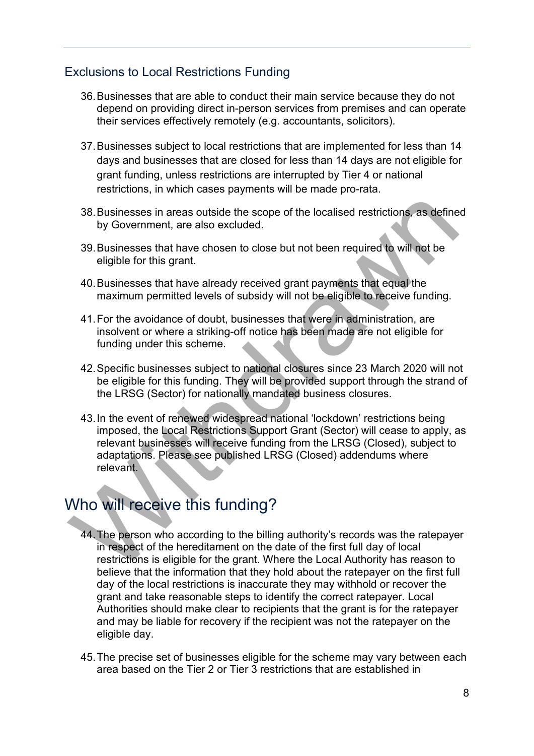## Exclusions to Local Restrictions Funding

36. Businesses that are able to conduct their main service because they do not depend on providing direct in-person services from premises and can operate their services effectively remotely (e.g. accountants, solicitors).

37. Businesses subject to local restrictions that are implemented for less than 14 days and businesses that are closed for less than 14 days are not eligible for grant funding, unless restrictions are interrupted by Tier 4 or national restrictions, in which cases payments will be made pro-rata.

38. Businesses in areas outside the scope of the localised restrictions, as defined by Government, are also excluded.

39. Businesses that have chosen to close but not been required to will not be eligible for this grant.

40. Businesses that have already received grant payments that equal the maximum permitted levels of subsidy will not be eligible to receive funding.

41. For the avoidance of doubt, businesses that were in administration, are insolvent or where a striking-off notice has been made are not eligible for funding under this scheme.

42. Specific businesses subject to national closures since 23 March 2020 will not be eligible for this funding. They will be provided support through the strand of the LRSG (Sector) for nationally mandated business closures.

43. In the event of renewed widespread national 'lockdown' restrictions being imposed, the Local Restrictions Support Grant (Sector) will cease to apply, as relevant businesses will receive funding from the LRSG (Closed), subject to adaptations. Please see published LRSG (Closed) addendums where relevant.

# Who will receive this funding?

44. The person who according to the billing authority's records was the ratepayer in respect of the hereditament on the date of the first full day of local restrictions is eligible for the grant. Where the Local Authority has reason to believe that the information that they hold about the ratepayer on the first full day of the local restrictions is inaccurate they may withhold or recover the grant and take reasonable steps to identify the correct ratepayer. Local Authorities should make clear to recipients that the grant is for the ratepayer and may be liable for recovery if the recipient was not the ratepayer on the eligible day.

45. The precise set of businesses eligible for the scheme may vary between each area based on the Tier 2 or Tier 3 restrictions that are established in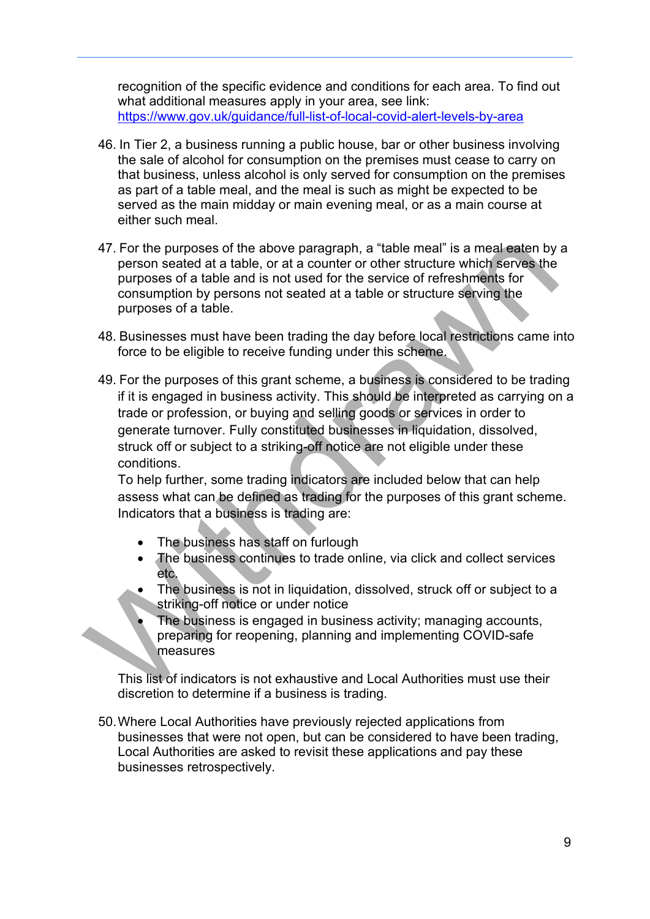recognition of the specific evidence and conditions for each area. To find out what additional measures apply in your area, see link: [https://www.gov.uk/guidance/full-list-of-local-covid-alert-levels-by-area](https://www.gov.uk/guidance/full-list-of-local-covid-alert-levels-by-area)

46. In Tier 2, a business running a public house, bar or other business involving the sale of alcohol for consumption on the premises must cease to carry on that business, unless alcohol is only served for consumption on the premises as part of a table meal, and the meal is such as might be expected to be served as the main midday or main evening meal, or as a main course at either such meal.

47. For the purposes of the above paragraph, a "table meal" is a meal eaten by a person seated at a table, or at a counter or other structure which serves the purposes of a table and is not used for the service of refreshments for consumption by persons not seated at a table or structure serving the purposes of a table.

48. Businesses must have been trading the day before local restrictions came into force to be eligible to receive funding under this scheme.

49. For the purposes of this grant scheme, a business is considered to be trading if it is engaged in business activity. This should be interpreted as carrying on a trade or profession, or buying and selling goods or services in order to generate turnover. Fully constituted businesses in liquidation, dissolved, struck off or subject to a striking-off notice are not eligible under these conditions.
    To help further, some trading indicators are included below that can help assess what can be defined as trading for the purposes of this grant scheme. Indicators that a business is trading are:

    - The business has staff on furlough
    - The business continues to trade online, via click and collect services etc.
    - The business is not in liquidation, dissolved, struck off or subject to a striking-off notice or under notice
    - The business is engaged in business activity; managing accounts, preparing for reopening, planning and implementing COVID-safe measures

    This list of indicators is not exhaustive and Local Authorities must use their discretion to determine if a business is trading.

50. Where Local Authorities have previously rejected applications from businesses that were not open, but can be considered to have been trading, Local Authorities are asked to revisit these applications and pay these businesses retrospectively.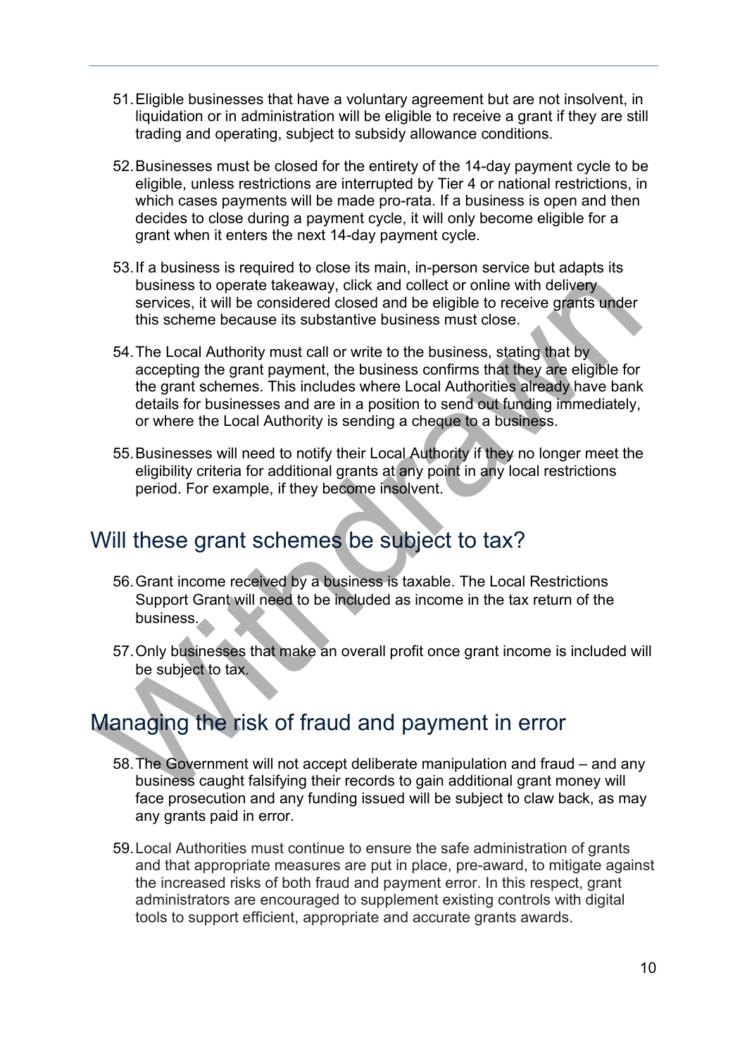51. Eligible businesses that have a voluntary agreement but are not insolvent, in liquidation or in administration will be eligible to receive a grant if they are still trading and operating, subject to subsidy allowance conditions.

52. Businesses must be closed for the entirety of the 14-day payment cycle to be eligible, unless restrictions are interrupted by Tier 4 or national restrictions, in which cases payments will be made pro-rata. If a business is open and then decides to close during a payment cycle, it will only become eligible for a grant when it enters the next 14-day payment cycle.

53. If a business is required to close its main, in-person service but adapts its business to operate takeaway, click and collect or online with delivery services, it will be considered closed and be eligible to receive grants under this scheme because its substantive business must close.

54. The Local Authority must call or write to the business, stating that by accepting the grant payment, the business confirms that they are eligible for the grant schemes. This includes where Local Authorities already have bank details for businesses and are in a position to send out funding immediately, or where the Local Authority is sending a cheque to a business.

55. Businesses will need to notify their Local Authority if they no longer meet the eligibility criteria for additional grants at any point in any local restrictions period. For example, if they become insolvent.

## Will these grant schemes be subject to tax?

56. Grant income received by a business is taxable. The Local Restrictions Support Grant will need to be included as income in the tax return of the business.

57. Only businesses that make an overall profit once grant income is included will be subject to tax.

## Managing the risk of fraud and payment in error

58. The Government will not accept deliberate manipulation and fraud – and any business caught falsifying their records to gain additional grant money will face prosecution and any funding issued will be subject to claw back, as may any grants paid in error.

59. Local Authorities must continue to ensure the safe administration of grants and that appropriate measures are put in place, pre-award, to mitigate against the increased risks of both fraud and payment error. In this respect, grant administrators are encouraged to supplement existing controls with digital tools to support efficient, appropriate and accurate grants awards.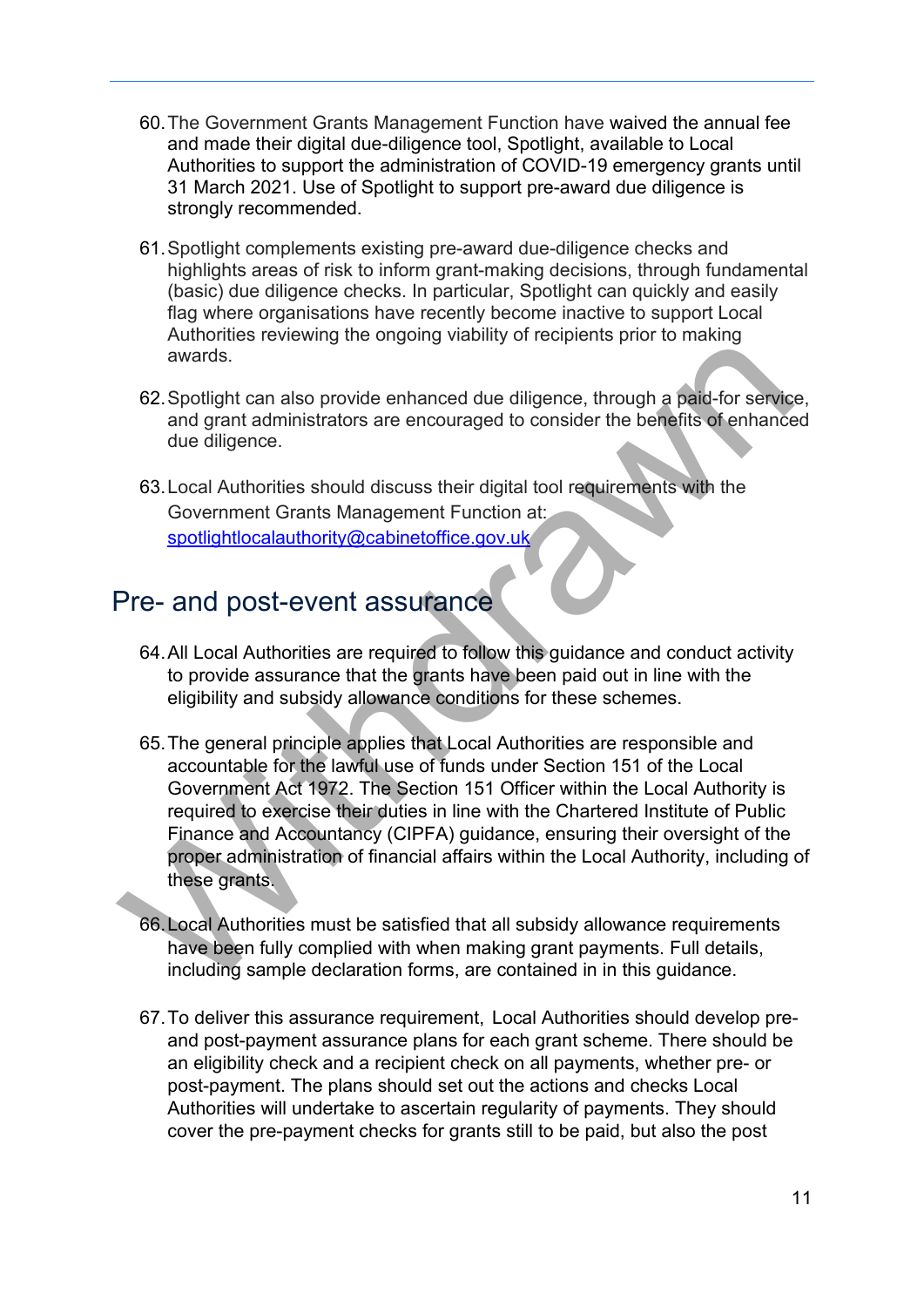60. The Government Grants Management Function have waived the annual fee and made their digital due-diligence tool, Spotlight, available to Local Authorities to support the administration of COVID-19 emergency grants until 31 March 2021. Use of Spotlight to support pre-award due diligence is strongly recommended.

61. Spotlight complements existing pre-award due-diligence checks and highlights areas of risk to inform grant-making decisions, through fundamental (basic) due diligence checks. In particular, Spotlight can quickly and easily flag where organisations have recently become inactive to support Local Authorities reviewing the ongoing viability of recipients prior to making awards.

62. Spotlight can also provide enhanced due diligence, through a paid-for service, and grant administrators are encouraged to consider the benefits of enhanced due diligence.

63. Local Authorities should discuss their digital tool requirements with the Government Grants Management Function at: spotlightlocalauthority@cabinetoffice.gov.uk

## Pre- and post-event assurance

64. All Local Authorities are required to follow this guidance and conduct activity to provide assurance that the grants have been paid out in line with the eligibility and subsidy allowance conditions for these schemes.

65. The general principle applies that Local Authorities are responsible and accountable for the lawful use of funds under Section 151 of the Local Government Act 1972. The Section 151 Officer within the Local Authority is required to exercise their duties in line with the Chartered Institute of Public Finance and Accountancy (CIPFA) guidance, ensuring their oversight of the proper administration of financial affairs within the Local Authority, including of these grants.

66. Local Authorities must be satisfied that all subsidy allowance requirements have been fully complied with when making grant payments. Full details, including sample declaration forms, are contained in in this guidance.

67. To deliver this assurance requirement, Local Authorities should develop pre- and post-payment assurance plans for each grant scheme. There should be an eligibility check and a recipient check on all payments, whether pre- or post-payment. The plans should set out the actions and checks Local Authorities will undertake to ascertain regularity of payments. They should cover the pre-payment checks for grants still to be paid, but also the post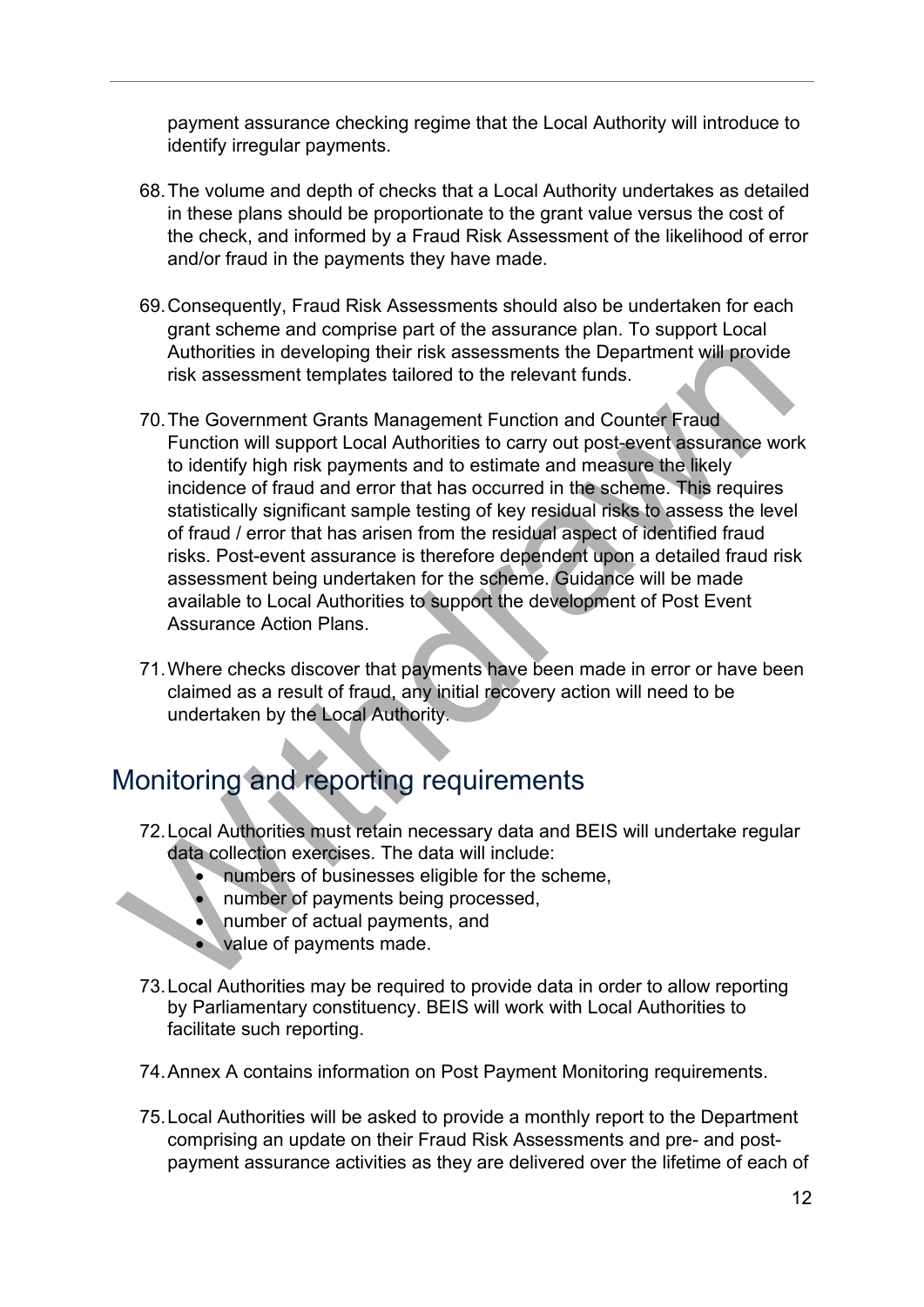payment assurance checking regime that the Local Authority will introduce to identify irregular payments.

68. The volume and depth of checks that a Local Authority undertakes as detailed in these plans should be proportionate to the grant value versus the cost of the check, and informed by a Fraud Risk Assessment of the likelihood of error and/or fraud in the payments they have made.

69. Consequently, Fraud Risk Assessments should also be undertaken for each grant scheme and comprise part of the assurance plan. To support Local Authorities in developing their risk assessments the Department will provide risk assessment templates tailored to the relevant funds.

70. The Government Grants Management Function and Counter Fraud Function will support Local Authorities to carry out post-event assurance work to identify high risk payments and to estimate and measure the likely incidence of fraud and error that has occurred in the scheme. This requires statistically significant sample testing of key residual risks to assess the level of fraud / error that has arisen from the residual aspect of identified fraud risks. Post-event assurance is therefore dependent upon a detailed fraud risk assessment being undertaken for the scheme. Guidance will be made available to Local Authorities to support the development of Post Event Assurance Action Plans.

71. Where checks discover that payments have been made in error or have been claimed as a result of fraud, any initial recovery action will need to be undertaken by the Local Authority.

## Monitoring and reporting requirements

72. Local Authorities must retain necessary data and BEIS will undertake regular data collection exercises. The data will include:
    - numbers of businesses eligible for the scheme,
    - number of payments being processed,
    - number of actual payments, and
    - value of payments made.

73. Local Authorities may be required to provide data in order to allow reporting by Parliamentary constituency. BEIS will work with Local Authorities to facilitate such reporting.

74. Annex A contains information on Post Payment Monitoring requirements.

75. Local Authorities will be asked to provide a monthly report to the Department comprising an update on their Fraud Risk Assessments and pre- and post-payment assurance activities as they are delivered over the lifetime of each of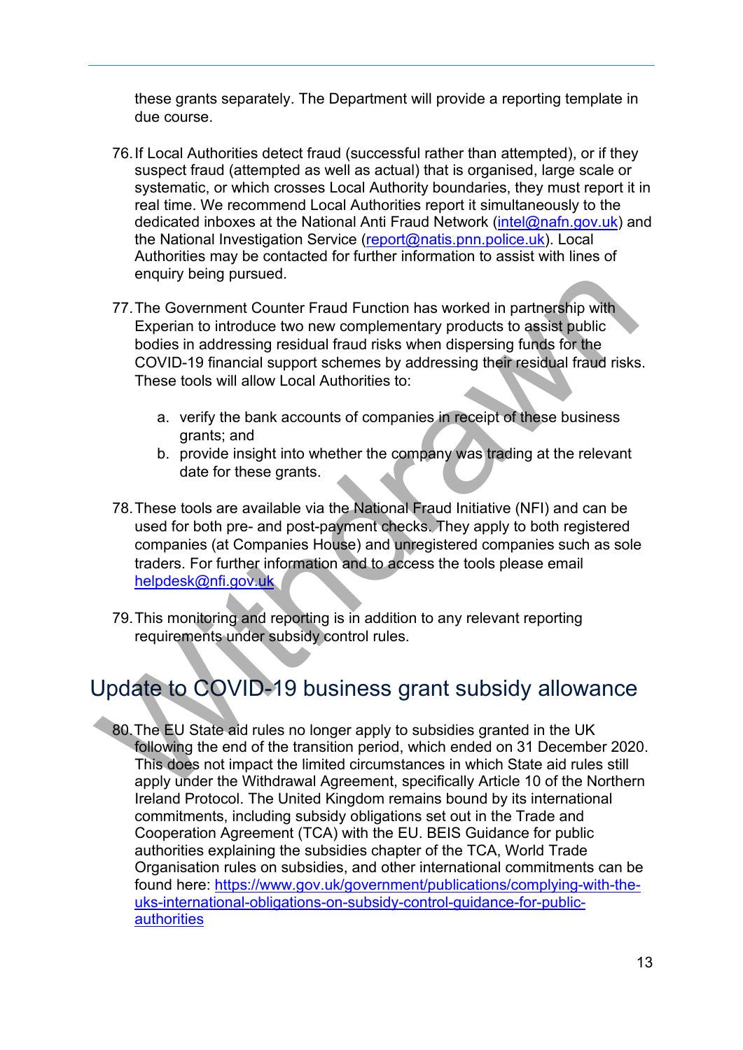these grants separately. The Department will provide a reporting template in due course.

76. If Local Authorities detect fraud (successful rather than attempted), or if they suspect fraud (attempted as well as actual) that is organised, large scale or systematic, or which crosses Local Authority boundaries, they must report it in real time. We recommend Local Authorities report it simultaneously to the dedicated inboxes at the National Anti Fraud Network (intel@nafn.gov.uk) and the National Investigation Service (report@natis.pnn.police.uk). Local Authorities may be contacted for further information to assist with lines of enquiry being pursued.

77. The Government Counter Fraud Function has worked in partnership with Experian to introduce two new complementary products to assist public bodies in addressing residual fraud risks when dispersing funds for the COVID-19 financial support schemes by addressing their residual fraud risks. These tools will allow Local Authorities to:

    a. verify the bank accounts of companies in receipt of these business grants; and
    b. provide insight into whether the company was trading at the relevant date for these grants.

78. These tools are available via the National Fraud Initiative (NFI) and can be used for both pre- and post-payment checks. They apply to both registered companies (at Companies House) and unregistered companies such as sole traders. For further information and to access the tools please email helpdesk@nfi.gov.uk

79. This monitoring and reporting is in addition to any relevant reporting requirements under subsidy control rules.

## Update to COVID-19 business grant subsidy allowance

80. The EU State aid rules no longer apply to subsidies granted in the UK following the end of the transition period, which ended on 31 December 2020. This does not impact the limited circumstances in which State aid rules still apply under the Withdrawal Agreement, specifically Article 10 of the Northern Ireland Protocol. The United Kingdom remains bound by its international commitments, including subsidy obligations set out in the Trade and Cooperation Agreement (TCA) with the EU. BEIS Guidance for public authorities explaining the subsidies chapter of the TCA, World Trade Organisation rules on subsidies, and other international commitments can be found here: https://www.gov.uk/government/publications/complying-with-the-uks-international-obligations-on-subsidy-control-guidance-for-public-authorities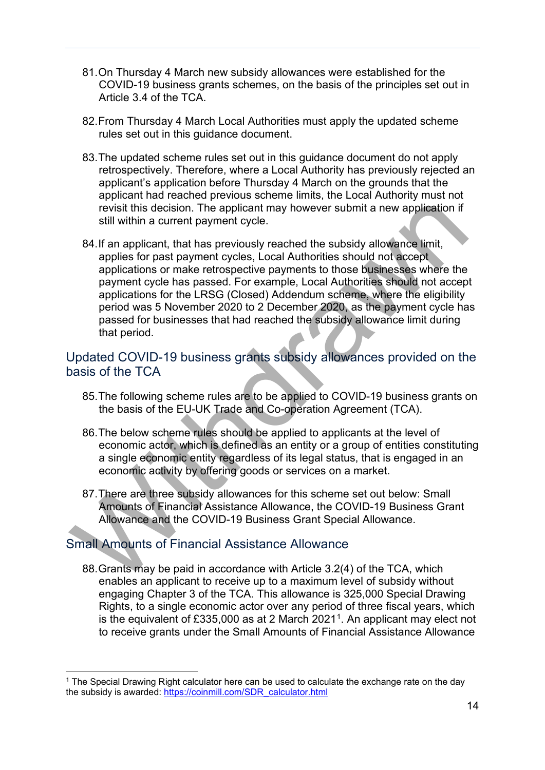81. On Thursday 4 March new subsidy allowances were established for the COVID-19 business grants schemes, on the basis of the principles set out in Article 3.4 of the TCA.

82. From Thursday 4 March Local Authorities must apply the updated scheme rules set out in this guidance document.

83. The updated scheme rules set out in this guidance document do not apply retrospectively. Therefore, where a Local Authority has previously rejected an applicant's application before Thursday 4 March on the grounds that the applicant had reached previous scheme limits, the Local Authority must not revisit this decision. The applicant may however submit a new application if still within a current payment cycle.

84. If an applicant, that has previously reached the subsidy allowance limit, applies for past payment cycles, Local Authorities should not accept applications or make retrospective payments to those businesses where the payment cycle has passed. For example, Local Authorities should not accept applications for the LRSG (Closed) Addendum scheme, where the eligibility period was 5 November 2020 to 2 December 2020, as the payment cycle has passed for businesses that had reached the subsidy allowance limit during that period.

## Updated COVID-19 business grants subsidy allowances provided on the basis of the TCA

85. The following scheme rules are to be applied to COVID-19 business grants on the basis of the EU-UK Trade and Co-operation Agreement (TCA).

86. The below scheme rules should be applied to applicants at the level of economic actor, which is defined as an entity or a group of entities constituting a single economic entity regardless of its legal status, that is engaged in an economic activity by offering goods or services on a market.

87. There are three subsidy allowances for this scheme set out below: Small Amounts of Financial Assistance Allowance, the COVID-19 Business Grant Allowance and the COVID-19 Business Grant Special Allowance.

## Small Amounts of Financial Assistance Allowance

88. Grants may be paid in accordance with Article 3.2(4) of the TCA, which enables an applicant to receive up to a maximum level of subsidy without engaging Chapter 3 of the TCA. This allowance is 325,000 Special Drawing Rights, to a single economic actor over any period of three fiscal years, which is the equivalent of £335,000 as at 2 March 2021[1]. An applicant may elect not to receive grants under the Small Amounts of Financial Assistance Allowance

[1] The Special Drawing Right calculator here can be used to calculate the exchange rate on the day the subsidy is awarded: https://coinmill.com/SDR_calculator.html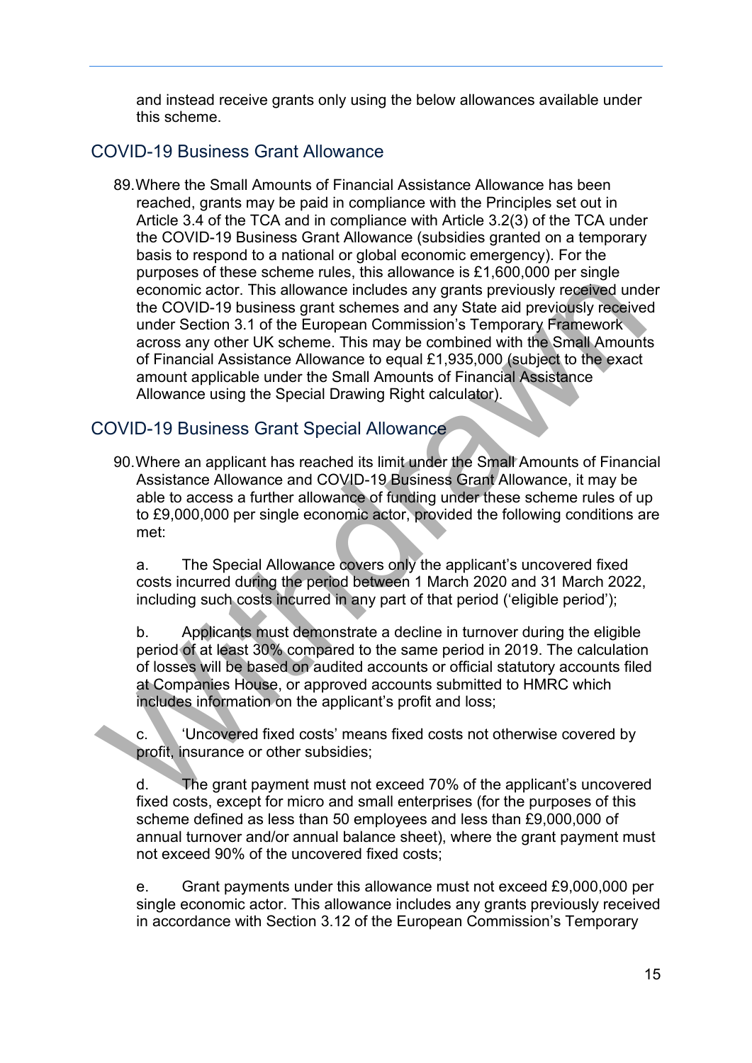and instead receive grants only using the below allowances available under this scheme.

## COVID-19 Business Grant Allowance

89. Where the Small Amounts of Financial Assistance Allowance has been reached, grants may be paid in compliance with the Principles set out in Article 3.4 of the TCA and in compliance with Article 3.2(3) of the TCA under the COVID-19 Business Grant Allowance (subsidies granted on a temporary basis to respond to a national or global economic emergency). For the purposes of these scheme rules, this allowance is £1,600,000 per single economic actor. This allowance includes any grants previously received under the COVID-19 business grant schemes and any State aid previously received under Section 3.1 of the European Commission's Temporary Framework across any other UK scheme. This may be combined with the Small Amounts of Financial Assistance Allowance to equal £1,935,000 (subject to the exact amount applicable under the Small Amounts of Financial Assistance Allowance using the Special Drawing Right calculator).

## COVID-19 Business Grant Special Allowance

90. Where an applicant has reached its limit under the Small Amounts of Financial Assistance Allowance and COVID-19 Business Grant Allowance, it may be able to access a further allowance of funding under these scheme rules of up to £9,000,000 per single economic actor, provided the following conditions are met:

    a. The Special Allowance covers only the applicant's uncovered fixed costs incurred during the period between 1 March 2020 and 31 March 2022, including such costs incurred in any part of that period ('eligible period');

    b. Applicants must demonstrate a decline in turnover during the eligible period of at least 30% compared to the same period in 2019. The calculation of losses will be based on audited accounts or official statutory accounts filed at Companies House, or approved accounts submitted to HMRC which includes information on the applicant's profit and loss;

    c. 'Uncovered fixed costs' means fixed costs not otherwise covered by profit, insurance or other subsidies;

    d. The grant payment must not exceed 70% of the applicant's uncovered fixed costs, except for micro and small enterprises (for the purposes of this scheme defined as less than 50 employees and less than £9,000,000 of annual turnover and/or annual balance sheet), where the grant payment must not exceed 90% of the uncovered fixed costs;

    e. Grant payments under this allowance must not exceed £9,000,000 per single economic actor. This allowance includes any grants previously received in accordance with Section 3.12 of the European Commission's Temporary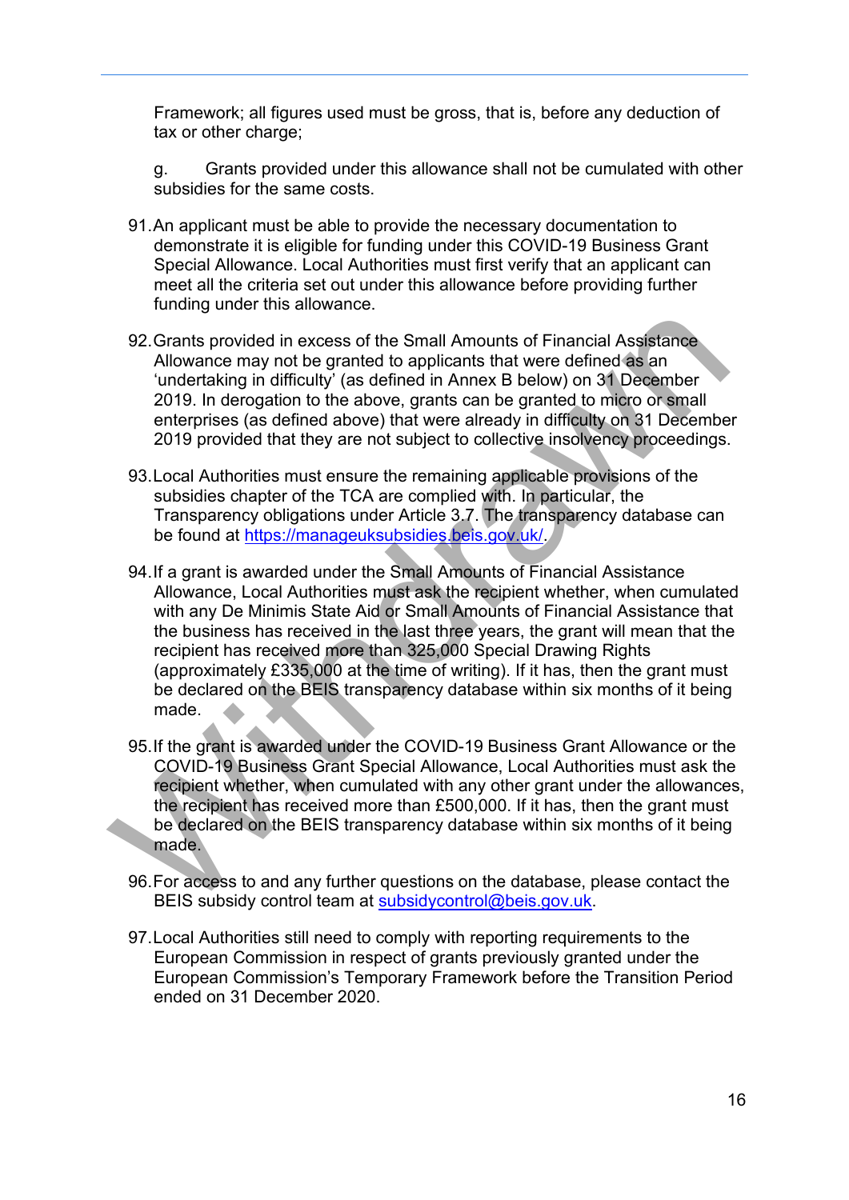Framework; all figures used must be gross, that is, before any deduction of tax or other charge;

g. Grants provided under this allowance shall not be cumulated with other subsidies for the same costs.

91. An applicant must be able to provide the necessary documentation to demonstrate it is eligible for funding under this COVID-19 Business Grant Special Allowance. Local Authorities must first verify that an applicant can meet all the criteria set out under this allowance before providing further funding under this allowance.

92. Grants provided in excess of the Small Amounts of Financial Assistance Allowance may not be granted to applicants that were defined as an 'undertaking in difficulty' (as defined in Annex B below) on 31 December 2019. In derogation to the above, grants can be granted to micro or small enterprises (as defined above) that were already in difficulty on 31 December 2019 provided that they are not subject to collective insolvency proceedings.

93. Local Authorities must ensure the remaining applicable provisions of the subsidies chapter of the TCA are complied with. In particular, the Transparency obligations under Article 3.7. The transparency database can be found at https://manageuksubsidies.beis.gov.uk/.

94. If a grant is awarded under the Small Amounts of Financial Assistance Allowance, Local Authorities must ask the recipient whether, when cumulated with any De Minimis State Aid or Small Amounts of Financial Assistance that the business has received in the last three years, the grant will mean that the recipient has received more than 325,000 Special Drawing Rights (approximately £335,000 at the time of writing). If it has, then the grant must be declared on the BEIS transparency database within six months of it being made.

95. If the grant is awarded under the COVID-19 Business Grant Allowance or the COVID-19 Business Grant Special Allowance, Local Authorities must ask the recipient whether, when cumulated with any other grant under the allowances, the recipient has received more than £500,000. If it has, then the grant must be declared on the BEIS transparency database within six months of it being made.

96. For access to and any further questions on the database, please contact the BEIS subsidy control team at subsidycontrol@beis.gov.uk.

97. Local Authorities still need to comply with reporting requirements to the European Commission in respect of grants previously granted under the European Commission's Temporary Framework before the Transition Period ended on 31 December 2020.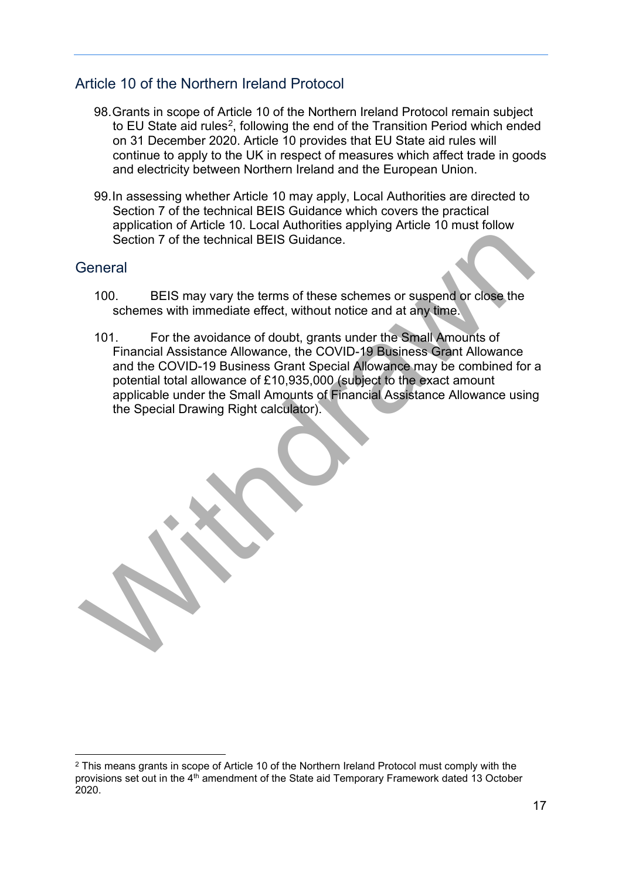## Article 10 of the Northern Ireland Protocol

98. Grants in scope of Article 10 of the Northern Ireland Protocol remain subject to EU State aid rules[2], following the end of the Transition Period which ended on 31 December 2020. Article 10 provides that EU State aid rules will continue to apply to the UK in respect of measures which affect trade in goods and electricity between Northern Ireland and the European Union.

99. In assessing whether Article 10 may apply, Local Authorities are directed to Section 7 of the technical BEIS Guidance which covers the practical application of Article 10. Local Authorities applying Article 10 must follow Section 7 of the technical BEIS Guidance.

## General

100. BEIS may vary the terms of these schemes or suspend or close the schemes with immediate effect, without notice and at any time.

101. For the avoidance of doubt, grants under the Small Amounts of Financial Assistance Allowance, the COVID-19 Business Grant Allowance and the COVID-19 Business Grant Special Allowance may be combined for a potential total allowance of £10,935,000 (subject to the exact amount applicable under the Small Amounts of Financial Assistance Allowance using the Special Drawing Right calculator).

Withdrawn

---

[2] This means grants in scope of Article 10 of the Northern Ireland Protocol must comply with the provisions set out in the 4th amendment of the State aid Temporary Framework dated 13 October 2020.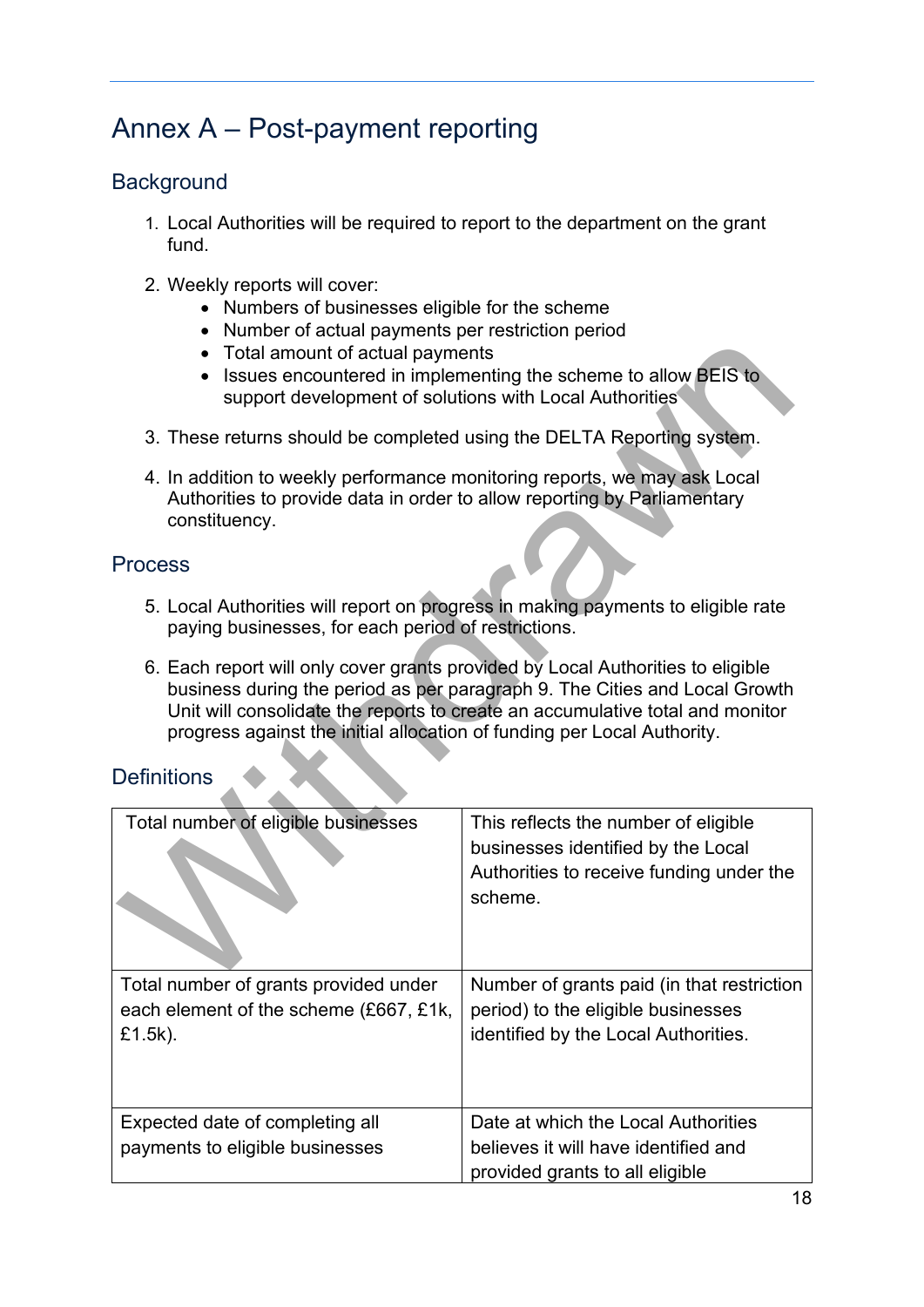# Annex A – Post-payment reporting

## Background

1. Local Authorities will be required to report to the department on the grant fund.

2. Weekly reports will cover:
    - Numbers of businesses eligible for the scheme
    - Number of actual payments per restriction period
    - Total amount of actual payments
    - Issues encountered in implementing the scheme to allow BEIS to support development of solutions with Local Authorities

3. These returns should be completed using the DELTA Reporting system.

4. In addition to weekly performance monitoring reports, we may ask Local Authorities to provide data in order to allow reporting by Parliamentary constituency.

## Process

5. Local Authorities will report on progress in making payments to eligible rate paying businesses, for each period of restrictions.

6. Each report will only cover grants provided by Local Authorities to eligible business during the period as per paragraph 9. The Cities and Local Growth Unit will consolidate the reports to create an accumulative total and monitor progress against the initial allocation of funding per Local Authority.

## Definitions

| | |
|---|---|
| Total number of eligible businesses | This reflects the number of eligible businesses identified by the Local Authorities to receive funding under the scheme. |
| Total number of grants provided under each element of the scheme (£667, £1k, £1.5k). | Number of grants paid (in that restriction period) to the eligible businesses identified by the Local Authorities. |
| Expected date of completing all payments to eligible businesses | Date at which the Local Authorities believes it will have identified and provided grants to all eligible |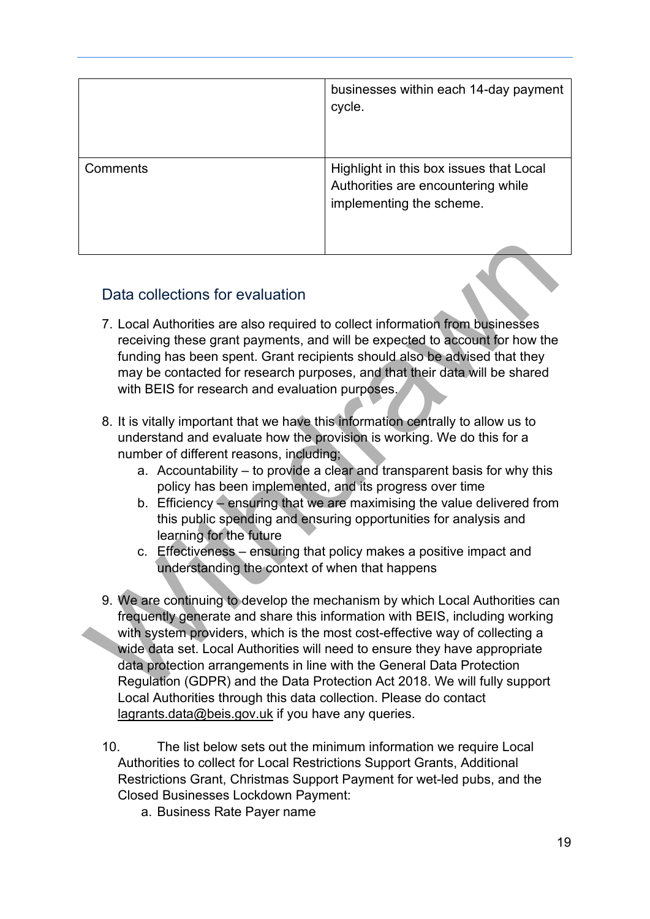| | |
|---|---|
| | businesses within each 14-day payment cycle. |
| Comments | Highlight in this box issues that Local Authorities are encountering while implementing the scheme. |

## Data collections for evaluation

7. Local Authorities are also required to collect information from businesses receiving these grant payments, and will be expected to account for how the funding has been spent. Grant recipients should also be advised that they may be contacted for research purposes, and that their data will be shared with BEIS for research and evaluation purposes.

8. It is vitally important that we have this information centrally to allow us to understand and evaluate how the provision is working. We do this for a number of different reasons, including;
   a. Accountability – to provide a clear and transparent basis for why this policy has been implemented, and its progress over time
   b. Efficiency – ensuring that we are maximising the value delivered from this public spending and ensuring opportunities for analysis and learning for the future
   c. Effectiveness – ensuring that policy makes a positive impact and understanding the context of when that happens

9. We are continuing to develop the mechanism by which Local Authorities can frequently generate and share this information with BEIS, including working with system providers, which is the most cost-effective way of collecting a wide data set. Local Authorities will need to ensure they have appropriate data protection arrangements in line with the General Data Protection Regulation (GDPR) and the Data Protection Act 2018. We will fully support Local Authorities through this data collection. Please do contact lagrants.data@beis.gov.uk if you have any queries.

10. The list below sets out the minimum information we require Local Authorities to collect for Local Restrictions Support Grants, Additional Restrictions Grant, Christmas Support Payment for wet-led pubs, and the Closed Businesses Lockdown Payment:
    a. Business Rate Payer name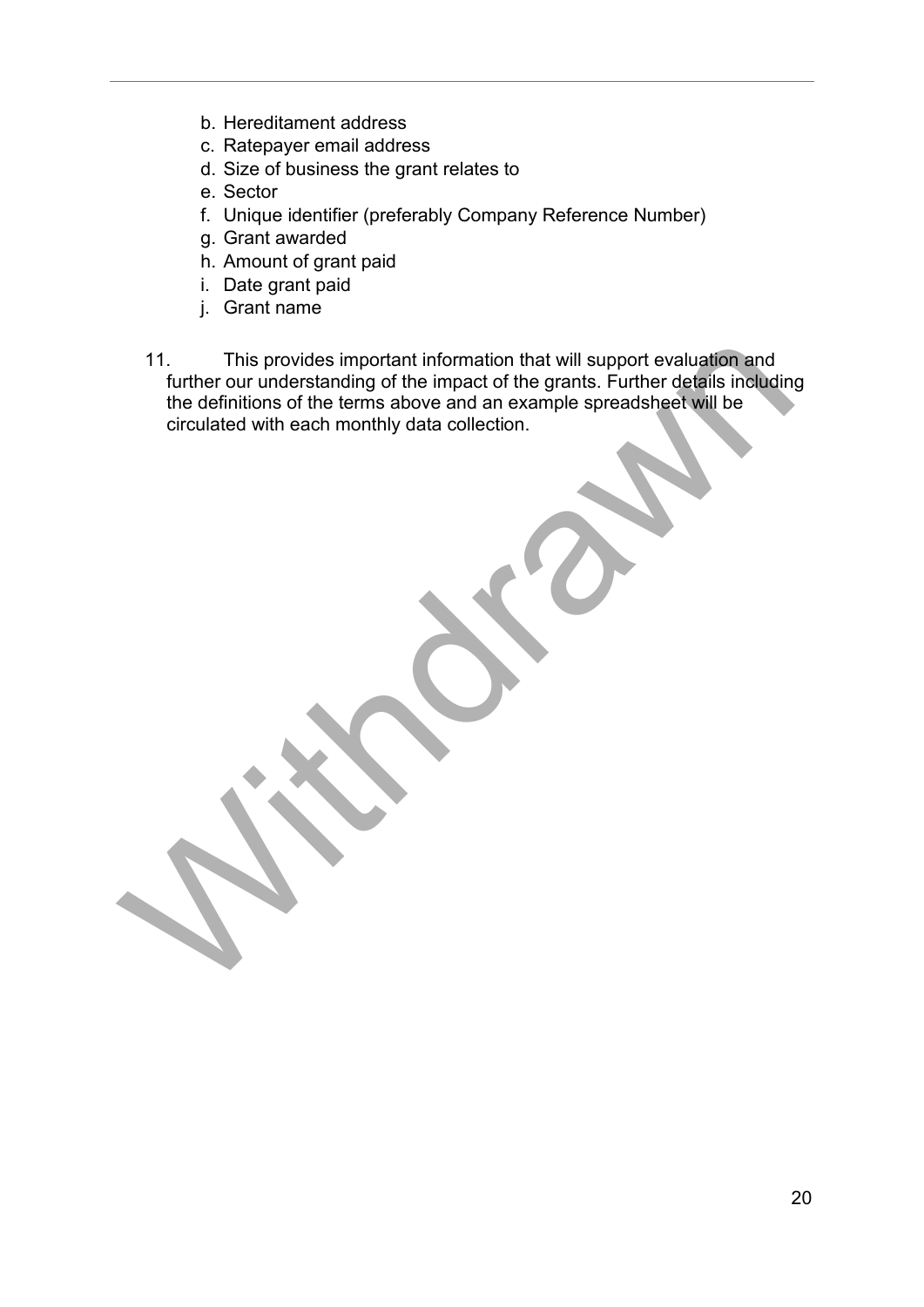b. Hereditament address
c. Ratepayer email address
d. Size of business the grant relates to
e. Sector
f. Unique identifier (preferably Company Reference Number)
g. Grant awarded
h. Amount of grant paid
i. Date grant paid
j. Grant name

11. This provides important information that will support evaluation and further our understanding of the impact of the grants. Further details including the definitions of the terms above and an example spreadsheet will be circulated with each monthly data collection.

Withdrawn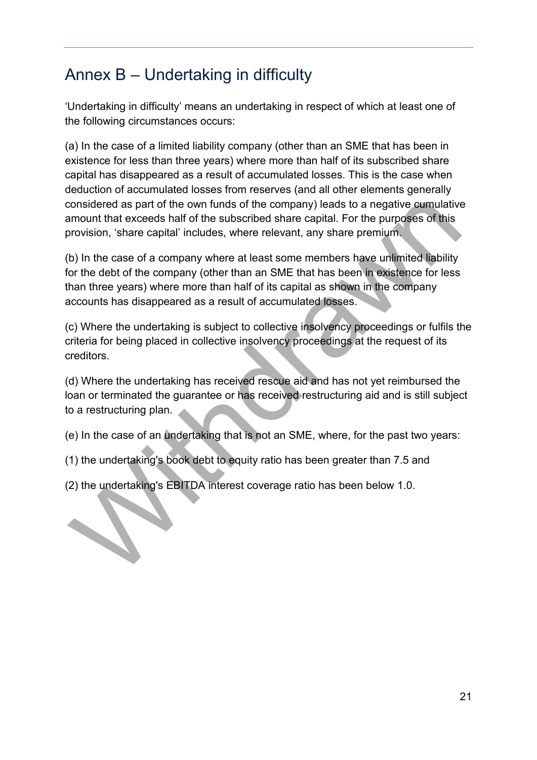# Annex B – Undertaking in difficulty

'Undertaking in difficulty' means an undertaking in respect of which at least one of the following circumstances occurs:

(a) In the case of a limited liability company (other than an SME that has been in existence for less than three years) where more than half of its subscribed share capital has disappeared as a result of accumulated losses. This is the case when deduction of accumulated losses from reserves (and all other elements generally considered as part of the own funds of the company) leads to a negative cumulative amount that exceeds half of the subscribed share capital. For the purposes of this provision, 'share capital' includes, where relevant, any share premium.

(b) In the case of a company where at least some members have unlimited liability for the debt of the company (other than an SME that has been in existence for less than three years) where more than half of its capital as shown in the company accounts has disappeared as a result of accumulated losses.

(c) Where the undertaking is subject to collective insolvency proceedings or fulfils the criteria for being placed in collective insolvency proceedings at the request of its creditors.

(d) Where the undertaking has received rescue aid and has not yet reimbursed the loan or terminated the guarantee or has received restructuring aid and is still subject to a restructuring plan.

(e) In the case of an undertaking that is not an SME, where, for the past two years:

(1) the undertaking's book debt to equity ratio has been greater than 7.5 and

(2) the undertaking's EBITDA interest coverage ratio has been below 1.0.